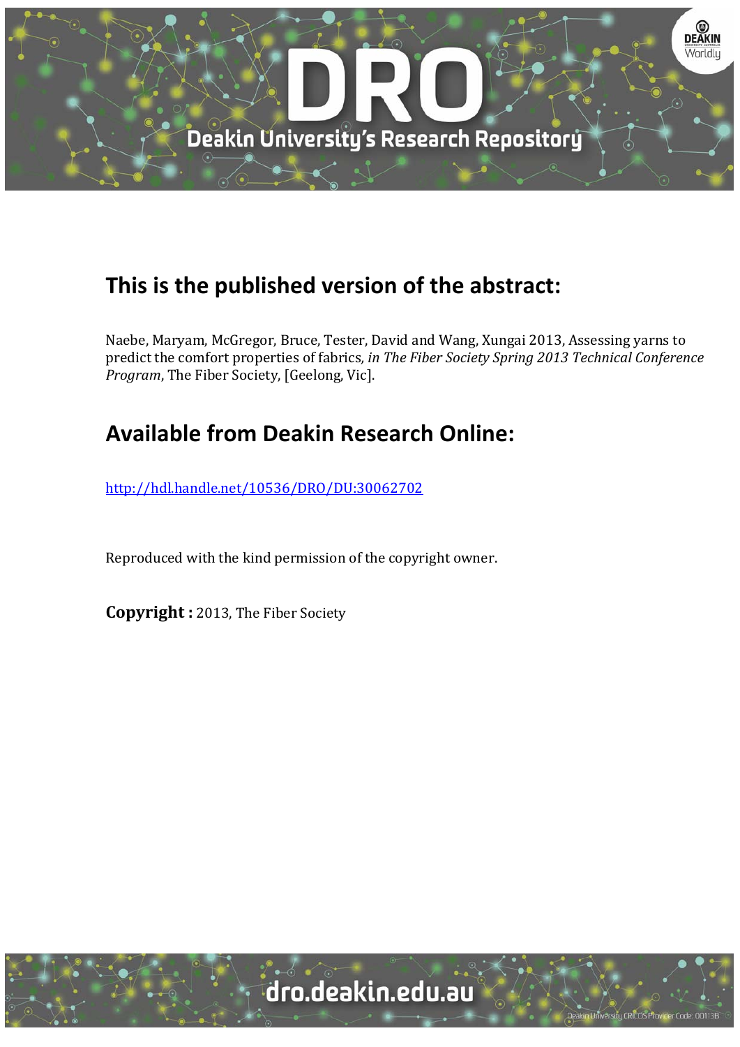## This is the published version of the abstract:

Naebe, Maryam, McGregor, Bruce, Tester, David and Wang, Xungai 2013, Assessing yarns to predict the comfort properties of fabrics, *in The Fiber Society Spring 2013 Technical Conference Program*, The Fiber Society, [Geelong, Vic].

## Available from Deakin Research Online:

http://hdl.handle.net/10536/DRO/DU:30062702

Reproduced with the kind permission of the copyright owner.

**Copyright :** 2013, The Fiber Society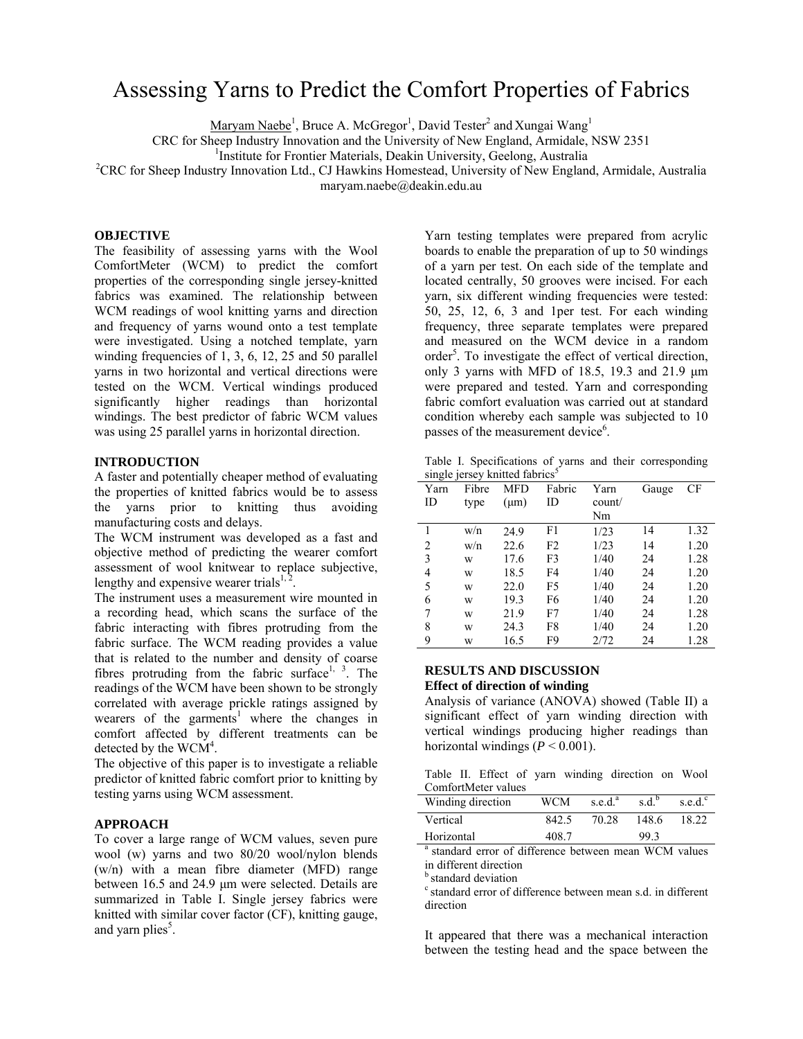# Assessing Yarns to Predict the Comfort Properties of Fabrics

Maryam Naebe[1], Bruce A. McGregor[1], David Tester[2] and Xungai Wang[1]

CRC for Sheep Industry Innovation and the University of New England, Armidale, NSW 2351

[1]Institute for Frontier Materials, Deakin University, Geelong, Australia

[2]CRC for Sheep Industry Innovation Ltd., CJ Hawkins Homestead, University of New England, Armidale, Australia

maryam.naebe@deakin.edu.au

## OBJECTIVE

The feasibility of assessing yarns with the Wool ComfortMeter (WCM) to predict the comfort properties of the corresponding single jersey-knitted fabrics was examined. The relationship between WCM readings of wool knitting yarns and direction and frequency of yarns wound onto a test template were investigated. Using a notched template, yarn winding frequencies of 1, 3, 6, 12, 25 and 50 parallel yarns in two horizontal and vertical directions were tested on the WCM. Vertical windings produced significantly higher readings than horizontal windings. The best predictor of fabric WCM values was using 25 parallel yarns in horizontal direction.

## INTRODUCTION

A faster and potentially cheaper method of evaluating the properties of knitted fabrics would be to assess the yarns prior to knitting thus avoiding manufacturing costs and delays.

The WCM instrument was developed as a fast and objective method of predicting the wearer comfort assessment of wool knitwear to replace subjective, lengthy and expensive wearer trials[1, 2].

The instrument uses a measurement wire mounted in a recording head, which scans the surface of the fabric interacting with fibres protruding from the fabric surface. The WCM reading provides a value that is related to the number and density of coarse fibres protruding from the fabric surface[1, 3]. The readings of the WCM have been shown to be strongly correlated with average prickle ratings assigned by wearers of the garments[1] where the changes in comfort affected by different treatments can be detected by the WCM[4].

The objective of this paper is to investigate a reliable predictor of knitted fabric comfort prior to knitting by testing yarns using WCM assessment.

## APPROACH

To cover a large range of WCM values, seven pure wool (w) yarns and two 80/20 wool/nylon blends (w/n) with a mean fibre diameter (MFD) range between 16.5 and 24.9 µm were selected. Details are summarized in Table I. Single jersey fabrics were knitted with similar cover factor (CF), knitting gauge, and yarn plies[5].

Yarn testing templates were prepared from acrylic boards to enable the preparation of up to 50 windings of a yarn per test. On each side of the template and located centrally, 50 grooves were incised. For each yarn, six different winding frequencies were tested: 50, 25, 12, 6, 3 and 1per test. For each winding frequency, three separate templates were prepared and measured on the WCM device in a random order[5]. To investigate the effect of vertical direction, only 3 yarns with MFD of 18.5, 19.3 and 21.9 µm were prepared and tested. Yarn and corresponding fabric comfort evaluation was carried out at standard condition whereby each sample was subjected to 10 passes of the measurement device[6].

Table I. Specifications of yarns and their corresponding single jersey knitted fabrics[5]

| Yarn ID | Fibre type | MFD (µm) | Fabric ID | Yarn count/ Nm | Gauge | CF |
|---|---|---|---|---|---|---|
| 1 | w/n | 24.9 | F1 | 1/23 | 14 | 1.32 |
| 2 | w/n | 22.6 | F2 | 1/23 | 14 | 1.20 |
| 3 | w | 17.6 | F3 | 1/40 | 24 | 1.28 |
| 4 | w | 18.5 | F4 | 1/40 | 24 | 1.20 |
| 5 | w | 22.0 | F5 | 1/40 | 24 | 1.20 |
| 6 | w | 19.3 | F6 | 1/40 | 24 | 1.20 |
| 7 | w | 21.9 | F7 | 1/40 | 24 | 1.28 |
| 8 | w | 24.3 | F8 | 1/40 | 24 | 1.20 |
| 9 | w | 16.5 | F9 | 2/72 | 24 | 1.28 |

## RESULTS AND DISCUSSION

### Effect of direction of winding

Analysis of variance (ANOVA) showed (Table II) a significant effect of yarn winding direction with vertical windings producing higher readings than horizontal windings ($P < 0.001$).

Table II. Effect of yarn winding direction on Wool ComfortMeter values

| Winding direction | WCM | s.e.d.[a] | s.d.[b] | s.e.d.[c] |
|---|---|---|---|---|
| Vertical | 842.5 | 70.28 | 148.6 | 18.22 |
| Horizontal | 408.7 | | 99.3 | |

[a] standard error of difference between mean WCM values in different direction

[b] standard deviation

[c] standard error of difference between mean s.d. in different direction

It appeared that there was a mechanical interaction between the testing head and the space between the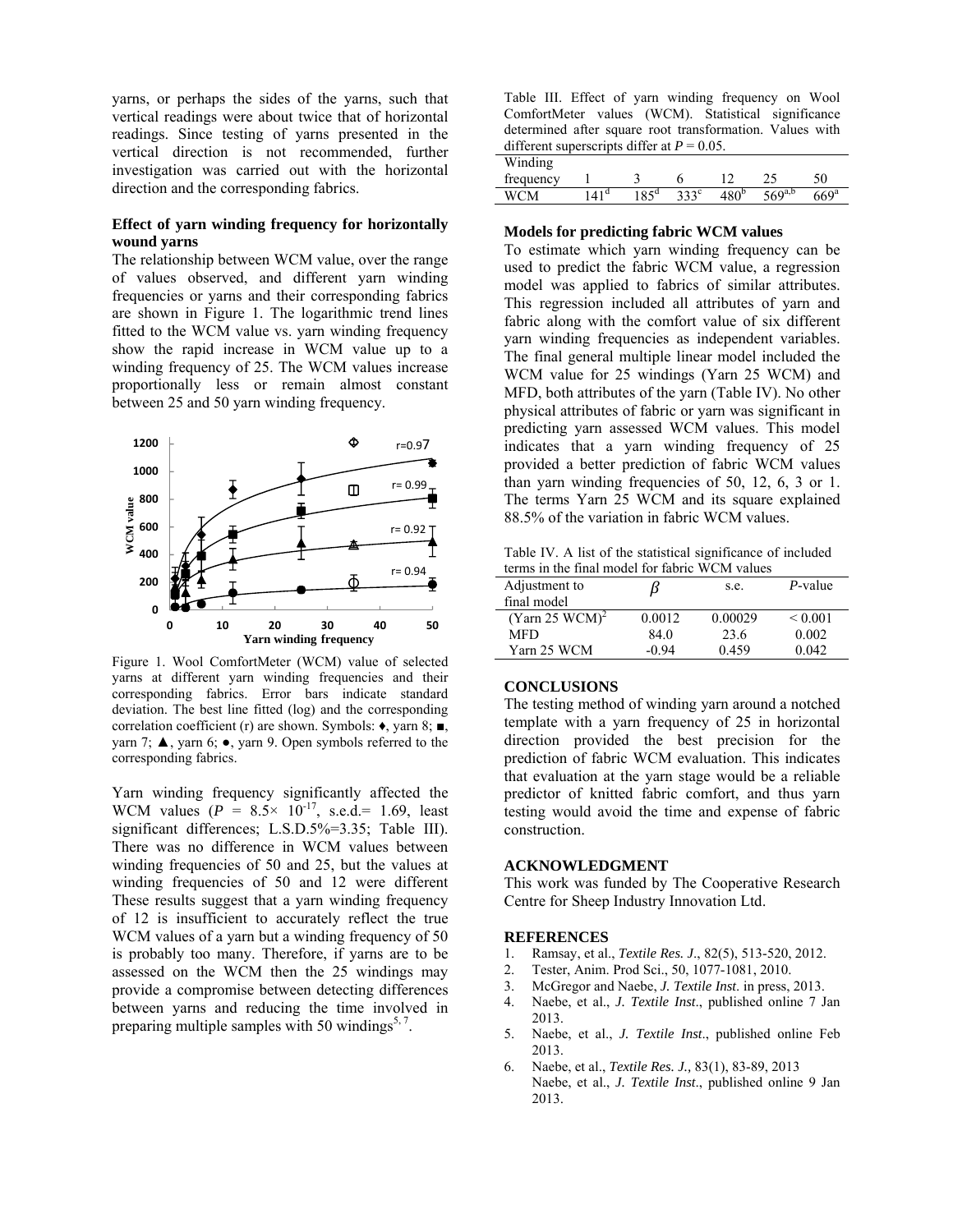yarns, or perhaps the sides of the yarns, such that vertical readings were about twice that of horizontal readings. Since testing of yarns presented in the vertical direction is not recommended, further investigation was carried out with the horizontal direction and the corresponding fabrics.

**Effect of yarn winding frequency for horizontally wound yarns**

The relationship between WCM value, over the range of values observed, and different yarn winding frequencies or yarns and their corresponding fabrics are shown in Figure 1. The logarithmic trend lines fitted to the WCM value vs. yarn winding frequency show the rapid increase in WCM value up to a winding frequency of 25. The WCM values increase proportionally less or remain almost constant between 25 and 50 yarn winding frequency.

1200
1000
800
600
400
200
0
WCM value
0 10 20 30 40 50
Yarn winding frequency
r=0.97
r= 0.99
r= 0.92
r= 0.94

Figure 1. Wool ComfortMeter (WCM) value of selected yarns at different yarn winding frequencies and their corresponding fabrics. Error bars indicate standard deviation. The best line fitted (log) and the corresponding correlation coefficient (r) are shown. Symbols: ♦, yarn 8; ■, yarn 7; ▲, yarn 6; ●, yarn 9. Open symbols referred to the corresponding fabrics.

Yarn winding frequency significantly affected the WCM values ($P = 8.5\times 10^{-17}$, s.e.d.= 1.69, least significant differences; L.S.D.5%=3.35; Table III). There was no difference in WCM values between winding frequencies of 50 and 25, but the values at winding frequencies of 50 and 12 were different These results suggest that a yarn winding frequency of 12 is insufficient to accurately reflect the true WCM values of a yarn but a winding frequency of 50 is probably too many. Therefore, if yarns are to be assessed on the WCM then the 25 windings may provide a compromise between detecting differences between yarns and reducing the time involved in preparing multiple samples with 50 windings[5,7].

Table III. Effect of yarn winding frequency on Wool ComfortMeter values (WCM). Statistical significance determined after square root transformation. Values with different superscripts differ at $P = 0.05$.

| Winding frequency | 1 | 3 | 6 | 12 | 25 | 50 |
|---|---|---|---|---|---|---|
| WCM | $141^{d}$ | $185^{d}$ | $333^{c}$ | $480^{b}$ | $569^{a,b}$ | $669^{a}$ |

**Models for predicting fabric WCM values**

To estimate which yarn winding frequency can be used to predict the fabric WCM value, a regression model was applied to fabrics of similar attributes. This regression included all attributes of yarn and fabric along with the comfort value of six different yarn winding frequencies as independent variables. The final general multiple linear model included the WCM value for 25 windings (Yarn 25 WCM) and MFD, both attributes of the yarn (Table IV). No other physical attributes of fabric or yarn was significant in predicting yarn assessed WCM values. This model indicates that a yarn winding frequency of 25 provided a better prediction of fabric WCM values than yarn winding frequencies of 50, 12, 6, 3 or 1. The terms Yarn 25 WCM and its square explained 88.5% of the variation in fabric WCM values.

Table IV. A list of the statistical significance of included terms in the final model for fabric WCM values

| Adjustment to final model | $\beta$ | s.e. | *P*-value |
|---|---|---|---|
| $(\text{Yarn 25 WCM})^2$ | 0.0012 | 0.00029 | < 0.001 |
| MFD | 84.0 | 23.6 | 0.002 |
| Yarn 25 WCM | -0.94 | 0.459 | 0.042 |

## CONCLUSIONS

The testing method of winding yarn around a notched template with a yarn frequency of 25 in horizontal direction provided the best precision for the prediction of fabric WCM evaluation. This indicates that evaluation at the yarn stage would be a reliable predictor of knitted fabric comfort, and thus yarn testing would avoid the time and expense of fabric construction.

## ACKNOWLEDGMENT

This work was funded by The Cooperative Research Centre for Sheep Industry Innovation Ltd.

## REFERENCES

1. Ramsay, et al., *Textile Res. J*., 82(5), 513-520, 2012.
2. Tester, Anim. Prod Sci., 50, 1077-1081, 2010.
3. McGregor and Naebe, *J. Textile Inst*. in press, 2013.
4. Naebe, et al., *J. Textile Inst*., published online 7 Jan 2013.
5. Naebe, et al., *J. Textile Inst*., published online Feb 2013.
6. Naebe, et al., *Textile Res. J.,* 83(1), 83-89, 2013
   Naebe, et al., *J. Textile Inst*., published online 9 Jan 2013.